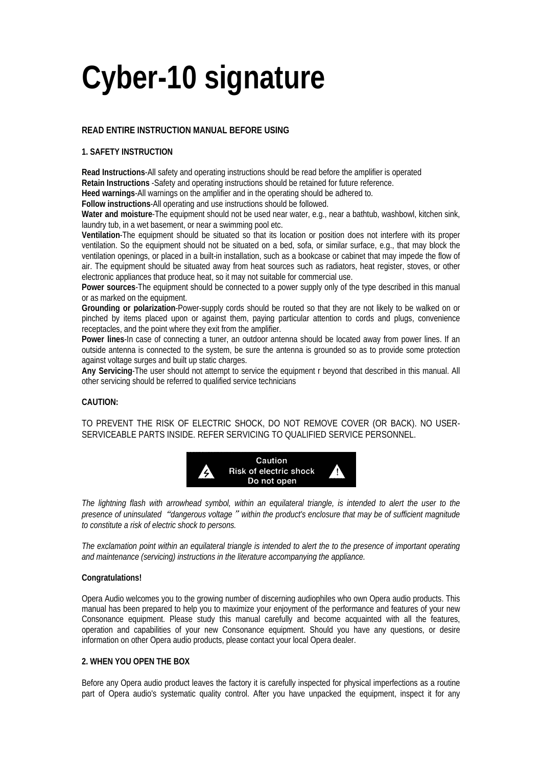# Cyber-10 signature

**READ ENTIRE INSTRUCTION MANUAL BEFORE USING**

**1. SAFETY INSTRUCTION**

**Read Instructions**-All safety and operating instructions should be read before the amplifier is operated
**Retain Instructions** -Safety and operating instructions should be retained for future reference.
**Heed warnings**-All warnings on the amplifier and in the operating should be adhered to.
**Follow instructions**-All operating and use instructions should be followed.
**Water and moisture**-The equipment should not be used near water, e.g., near a bathtub, washbowl, kitchen sink, laundry tub, in a wet basement, or near a swimming pool etc.
**Ventilation**-The equipment should be situated so that its location or position does not interfere with its proper ventilation. So the equipment should not be situated on a bed, sofa, or similar surface, e.g., that may block the ventilation openings, or placed in a built-in installation, such as a bookcase or cabinet that may impede the flow of air. The equipment should be situated away from heat sources such as radiators, heat register, stoves, or other electronic appliances that produce heat, so it may not suitable for commercial use.
**Power sources**-The equipment should be connected to a power supply only of the type described in this manual or as marked on the equipment.
**Grounding or polarization**-Power-supply cords should be routed so that they are not likely to be walked on or pinched by items placed upon or against them, paying particular attention to cords and plugs, convenience receptacles, and the point where they exit from the amplifier.
**Power lines**-In case of connecting a tuner, an outdoor antenna should be located away from power lines. If an outside antenna is connected to the system, be sure the antenna is grounded so as to provide some protection against voltage surges and built up static charges.
**Any Servicing**-The user should not attempt to service the equipment r beyond that described in this manual. All other servicing should be referred to qualified service technicians

**CAUTION:**

TO PREVENT THE RISK OF ELECTRIC SHOCK, DO NOT REMOVE COVER (OR BACK). NO USER-SERVICEABLE PARTS INSIDE. REFER SERVICING TO QUALIFIED SERVICE PERSONNEL.

Caution
Risk of electric shock
Do not open

*The lightning flash with arrowhead symbol, within an equilateral triangle, is intended to alert the user to the presence of uninsulated "dangerous voltage" within the product's enclosure that may be of sufficient magnitude to constitute a risk of electric shock to persons.*

*The exclamation point within an equilateral triangle is intended to alert the to the presence of important operating and maintenance (servicing) instructions in the literature accompanying the appliance.*

**Congratulations!**

Opera Audio welcomes you to the growing number of discerning audiophiles who own Opera audio products. This manual has been prepared to help you to maximize your enjoyment of the performance and features of your new Consonance equipment. Please study this manual carefully and become acquainted with all the features, operation and capabilities of your new Consonance equipment. Should you have any questions, or desire information on other Opera audio products, please contact your local Opera dealer.

**2. WHEN YOU OPEN THE BOX**

Before any Opera audio product leaves the factory it is carefully inspected for physical imperfections as a routine part of Opera audio's systematic quality control. After you have unpacked the equipment, inspect it for any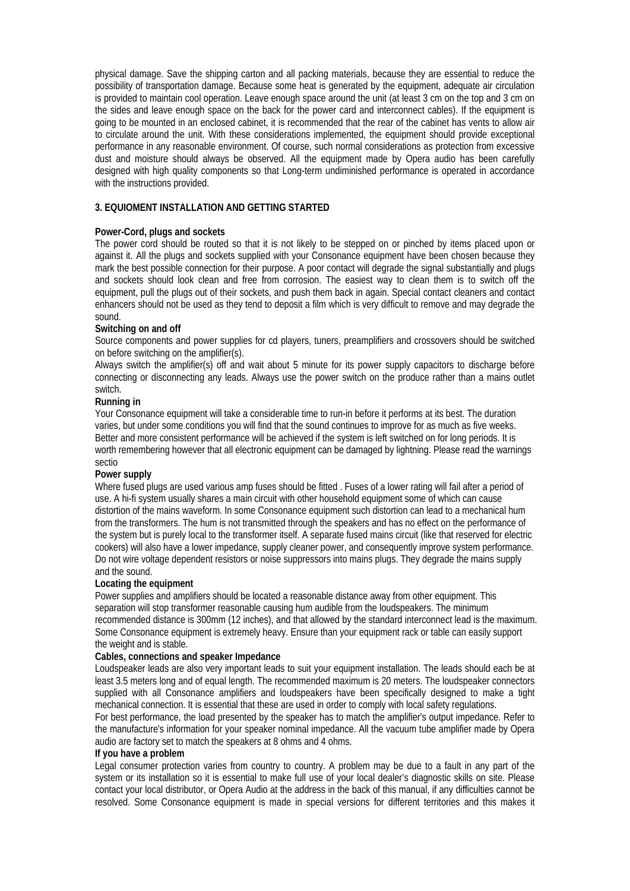physical damage. Save the shipping carton and all packing materials, because they are essential to reduce the possibility of transportation damage. Because some heat is generated by the equipment, adequate air circulation is provided to maintain cool operation. Leave enough space around the unit (at least 3 cm on the top and 3 cm on the sides and leave enough space on the back for the power card and interconnect cables). If the equipment is going to be mounted in an enclosed cabinet, it is recommended that the rear of the cabinet has vents to allow air to circulate around the unit. With these considerations implemented, the equipment should provide exceptional performance in any reasonable environment. Of course, such normal considerations as protection from excessive dust and moisture should always be observed. All the equipment made by Opera audio has been carefully designed with high quality components so that Long-term undiminished performance is operated in accordance with the instructions provided.

## 3. EQUIOMENT INSTALLATION AND GETTING STARTED

**Power-Cord, plugs and sockets**

The power cord should be routed so that it is not likely to be stepped on or pinched by items placed upon or against it. All the plugs and sockets supplied with your Consonance equipment have been chosen because they mark the best possible connection for their purpose. A poor contact will degrade the signal substantially and plugs and sockets should look clean and free from corrosion. The easiest way to clean them is to switch off the equipment, pull the plugs out of their sockets, and push them back in again. Special contact cleaners and contact enhancers should not be used as they tend to deposit a film which is very difficult to remove and may degrade the sound.

**Switching on and off**

Source components and power supplies for cd players, tuners, preamplifiers and crossovers should be switched on before switching on the amplifier(s).

Always switch the amplifier(s) off and wait about 5 minute for its power supply capacitors to discharge before connecting or disconnecting any leads. Always use the power switch on the produce rather than a mains outlet switch.

**Running in**

Your Consonance equipment will take a considerable time to run-in before it performs at its best. The duration varies, but under some conditions you will find that the sound continues to improve for as much as five weeks. Better and more consistent performance will be achieved if the system is left switched on for long periods. It is worth remembering however that all electronic equipment can be damaged by lightning. Please read the warnings sectio

**Power supply**

Where fused plugs are used various amp fuses should be fitted . Fuses of a lower rating will fail after a period of use. A hi-fi system usually shares a main circuit with other household equipment some of which can cause distortion of the mains waveform. In some Consonance equipment such distortion can lead to a mechanical hum from the transformers. The hum is not transmitted through the speakers and has no effect on the performance of the system but is purely local to the transformer itself. A separate fused mains circuit (like that reserved for electric cookers) will also have a lower impedance, supply cleaner power, and consequently improve system performance. Do not wire voltage dependent resistors or noise suppressors into mains plugs. They degrade the mains supply and the sound.

**Locating the equipment**

Power supplies and amplifiers should be located a reasonable distance away from other equipment. This separation will stop transformer reasonable causing hum audible from the loudspeakers. The minimum recommended distance is 300mm (12 inches), and that allowed by the standard interconnect lead is the maximum. Some Consonance equipment is extremely heavy. Ensure than your equipment rack or table can easily support the weight and is stable.

**Cables, connections and speaker Impedance**

Loudspeaker leads are also very important leads to suit your equipment installation. The leads should each be at least 3.5 meters long and of equal length. The recommended maximum is 20 meters. The loudspeaker connectors supplied with all Consonance amplifiers and loudspeakers have been specifically designed to make a tight mechanical connection. It is essential that these are used in order to comply with local safety regulations.

For best performance, the load presented by the speaker has to match the amplifier's output impedance. Refer to the manufacture's information for your speaker nominal impedance. All the vacuum tube amplifier made by Opera audio are factory set to match the speakers at 8 ohms and 4 ohms.

**If you have a problem**

Legal consumer protection varies from country to country. A problem may be due to a fault in any part of the system or its installation so it is essential to make full use of your local dealer's diagnostic skills on site. Please contact your local distributor, or Opera Audio at the address in the back of this manual, if any difficulties cannot be resolved. Some Consonance equipment is made in special versions for different territories and this makes it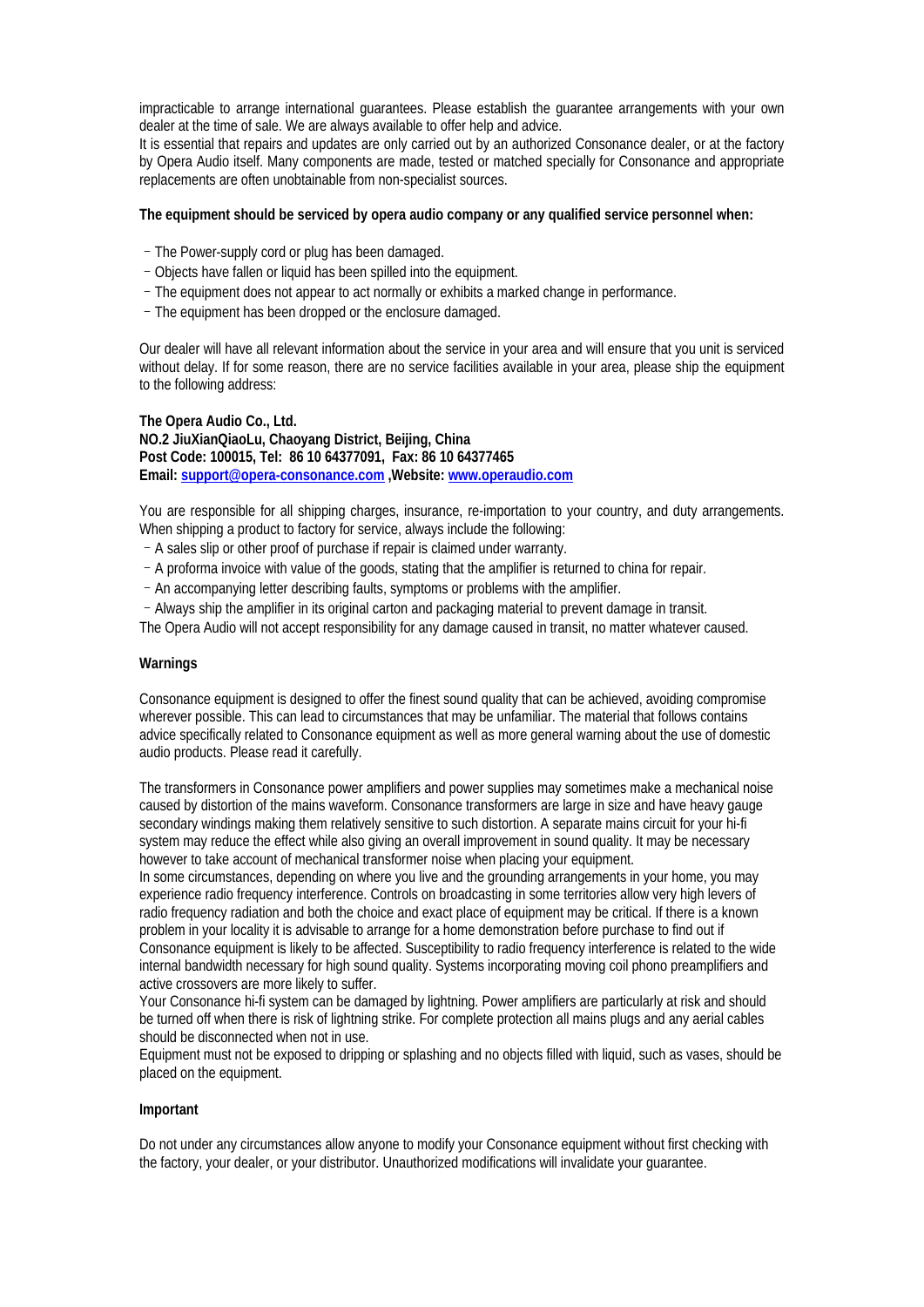impracticable to arrange international guarantees. Please establish the guarantee arrangements with your own dealer at the time of sale. We are always available to offer help and advice.
It is essential that repairs and updates are only carried out by an authorized Consonance dealer, or at the factory by Opera Audio itself. Many components are made, tested or matched specially for Consonance and appropriate replacements are often unobtainable from non-specialist sources.

**The equipment should be serviced by opera audio company or any qualified service personnel when:**

- The Power-supply cord or plug has been damaged.
- Objects have fallen or liquid has been spilled into the equipment.
- The equipment does not appear to act normally or exhibits a marked change in performance.
- The equipment has been dropped or the enclosure damaged.

Our dealer will have all relevant information about the service in your area and will ensure that you unit is serviced without delay. If for some reason, there are no service facilities available in your area, please ship the equipment to the following address:

**The Opera Audio Co., Ltd.**
**NO.2 JiuXianQiaoLu, Chaoyang District, Beijing, China**
**Post Code: 100015, Tel: 86 10 64377091, Fax: 86 10 64377465**
**Email: support@opera-consonance.com ,Website: www.operaudio.com**

You are responsible for all shipping charges, insurance, re-importation to your country, and duty arrangements. When shipping a product to factory for service, always include the following:

- A sales slip or other proof of purchase if repair is claimed under warranty.
- A proforma invoice with value of the goods, stating that the amplifier is returned to china for repair.
- An accompanying letter describing faults, symptoms or problems with the amplifier.
- Always ship the amplifier in its original carton and packaging material to prevent damage in transit.

The Opera Audio will not accept responsibility for any damage caused in transit, no matter whatever caused.

**Warnings**

Consonance equipment is designed to offer the finest sound quality that can be achieved, avoiding compromise wherever possible. This can lead to circumstances that may be unfamiliar. The material that follows contains advice specifically related to Consonance equipment as well as more general warning about the use of domestic audio products. Please read it carefully.

The transformers in Consonance power amplifiers and power supplies may sometimes make a mechanical noise caused by distortion of the mains waveform. Consonance transformers are large in size and have heavy gauge secondary windings making them relatively sensitive to such distortion. A separate mains circuit for your hi-fi system may reduce the effect while also giving an overall improvement in sound quality. It may be necessary however to take account of mechanical transformer noise when placing your equipment.
In some circumstances, depending on where you live and the grounding arrangements in your home, you may experience radio frequency interference. Controls on broadcasting in some territories allow very high levers of radio frequency radiation and both the choice and exact place of equipment may be critical. If there is a known problem in your locality it is advisable to arrange for a home demonstration before purchase to find out if Consonance equipment is likely to be affected. Susceptibility to radio frequency interference is related to the wide internal bandwidth necessary for high sound quality. Systems incorporating moving coil phono preamplifiers and active crossovers are more likely to suffer.
Your Consonance hi-fi system can be damaged by lightning. Power amplifiers are particularly at risk and should be turned off when there is risk of lightning strike. For complete protection all mains plugs and any aerial cables should be disconnected when not in use.
Equipment must not be exposed to dripping or splashing and no objects filled with liquid, such as vases, should be placed on the equipment.

**Important**

Do not under any circumstances allow anyone to modify your Consonance equipment without first checking with the factory, your dealer, or your distributor. Unauthorized modifications will invalidate your guarantee.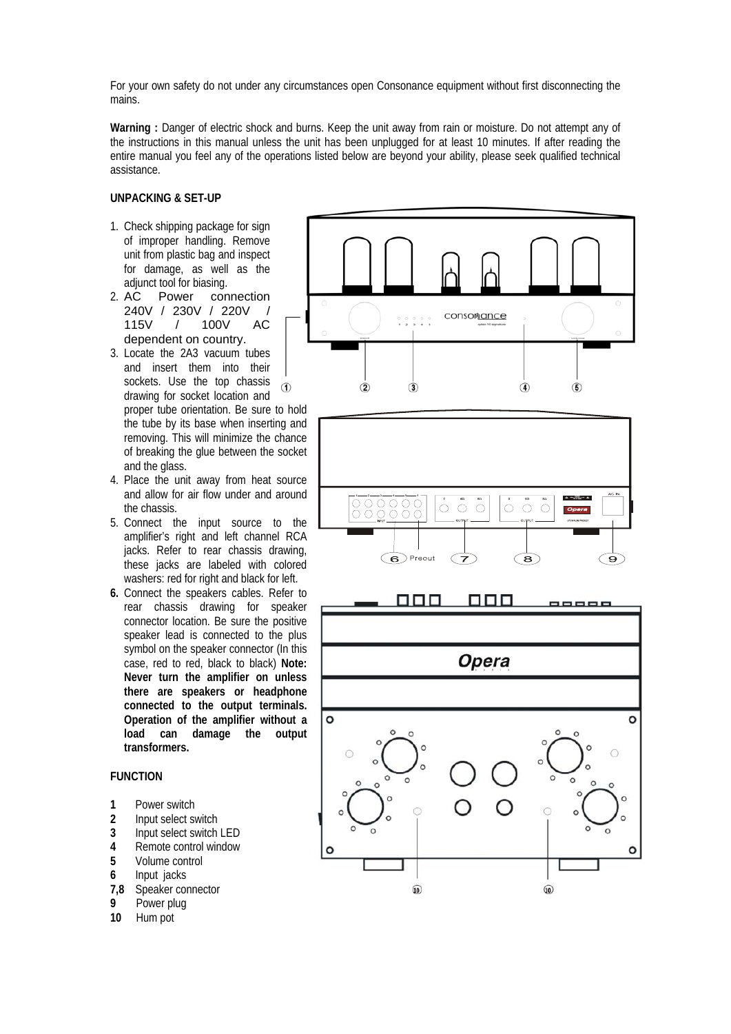For your own safety do not under any circumstances open Consonance equipment without first disconnecting the mains.

**Warning :** Danger of electric shock and burns. Keep the unit away from rain or moisture. Do not attempt any of the instructions in this manual unless the unit has been unplugged for at least 10 minutes. If after reading the entire manual you feel any of the operations listed below are beyond your ability, please seek qualified technical assistance.

**UNPACKING & SET-UP**

1. Check shipping package for sign of improper handling. Remove unit from plastic bag and inspect for damage, as well as the adjunct tool for biasing.
2. AC Power connection 240V / 230V / 220V / 115V / 100V AC dependent on country.
3. Locate the 2A3 vacuum tubes and insert them into their sockets. Use the top chassis drawing for socket location and proper tube orientation. Be sure to hold the tube by its base when inserting and removing. This will minimize the chance of breaking the glue between the socket and the glass.
4. Place the unit away from heat source and allow for air flow under and around the chassis.
5. Connect the input source to the amplifier's right and left channel RCA jacks. Refer to rear chassis drawing, these jacks are labeled with colored washers: red for right and black for left.
6. Connect the speakers cables. Refer to rear chassis drawing for speaker connector location. Be sure the positive speaker lead is connected to the plus symbol on the speaker connector (In this case, red to red, black to black) **Note: Never turn the amplifier on unless there are speakers or headphone connected to the output terminals. Operation of the amplifier without a load can damage the output transformers.**

**FUNCTION**

- **1** Power switch
- **2** Input select switch
- **3** Input select switch LED
- **4** Remote control window
- **5** Volume control
- **6** Input jacks
- **7,8** Speaker connector
- **9** Power plug
- **10** Hum pot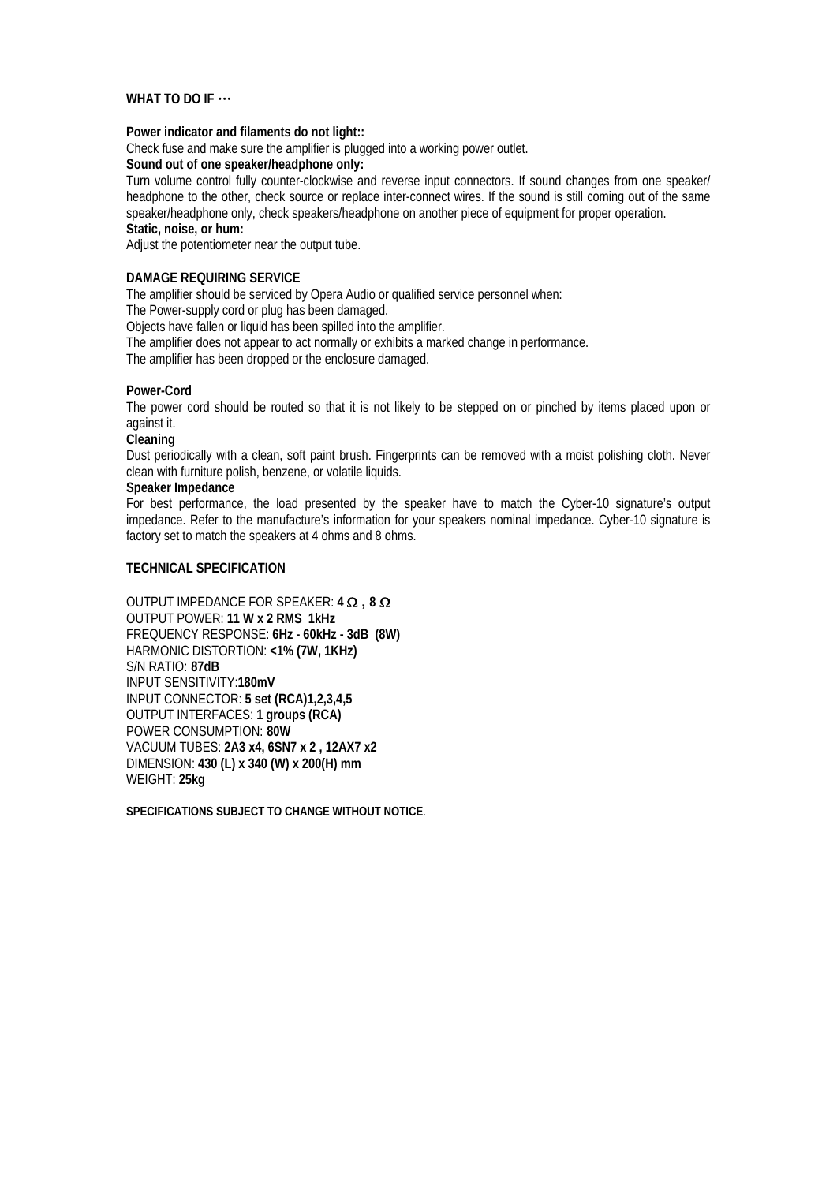## WHAT TO DO IF …

**Power indicator and filaments do not light::**

Check fuse and make sure the amplifier is plugged into a working power outlet.

**Sound out of one speaker/headphone only:**

Turn volume control fully counter-clockwise and reverse input connectors. If sound changes from one speaker/ headphone to the other, check source or replace inter-connect wires. If the sound is still coming out of the same speaker/headphone only, check speakers/headphone on another piece of equipment for proper operation.

**Static, noise, or hum:**

Adjust the potentiometer near the output tube.

## DAMAGE REQUIRING SERVICE

The amplifier should be serviced by Opera Audio or qualified service personnel when:

The Power-supply cord or plug has been damaged.

Objects have fallen or liquid has been spilled into the amplifier.

The amplifier does not appear to act normally or exhibits a marked change in performance.

The amplifier has been dropped or the enclosure damaged.

**Power-Cord**

The power cord should be routed so that it is not likely to be stepped on or pinched by items placed upon or against it.

**Cleaning**

Dust periodically with a clean, soft paint brush. Fingerprints can be removed with a moist polishing cloth. Never clean with furniture polish, benzene, or volatile liquids.

**Speaker Impedance**

For best performance, the load presented by the speaker have to match the Cyber-10 signature's output impedance. Refer to the manufacture's information for your speakers nominal impedance. Cyber-10 signature is factory set to match the speakers at 4 ohms and 8 ohms.

## TECHNICAL SPECIFICATION

OUTPUT IMPEDANCE FOR SPEAKER: **4 Ω , 8 Ω**
OUTPUT POWER: **11 W x 2 RMS 1kHz**
FREQUENCY RESPONSE: **6Hz - 60kHz - 3dB (8W)**
HARMONIC DISTORTION: **<1% (7W, 1KHz)**
S/N RATIO: **87dB**
INPUT SENSITIVITY:**180mV**
INPUT CONNECTOR: **5 set (RCA)1,2,3,4,5**
OUTPUT INTERFACES: **1 groups (RCA)**
POWER CONSUMPTION: **80W**
VACUUM TUBES: **2A3 x4, 6SN7 x 2 , 12AX7 x2**
DIMENSION: **430 (L) x 340 (W) x 200(H) mm**
WEIGHT: **25kg**

**SPECIFICATIONS SUBJECT TO CHANGE WITHOUT NOTICE**.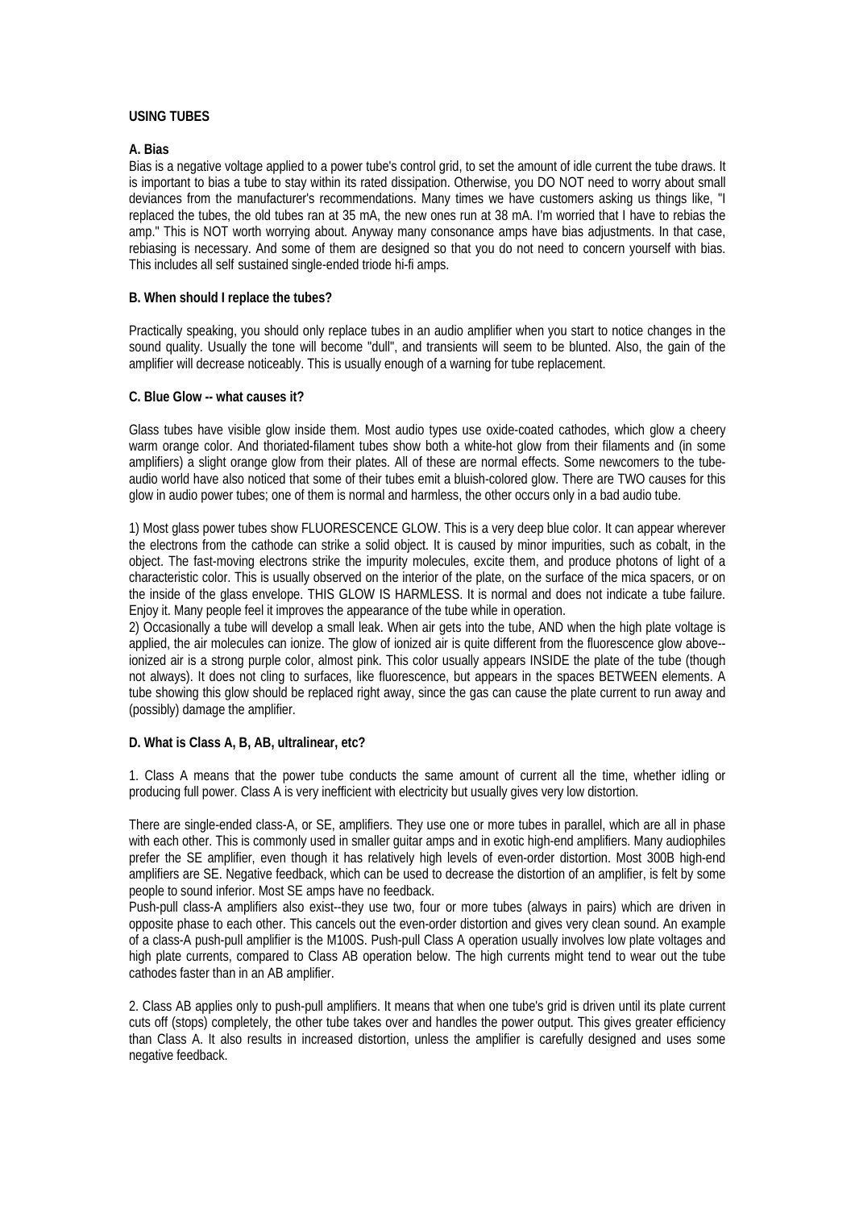**USING TUBES**

**A. Bias**

Bias is a negative voltage applied to a power tube's control grid, to set the amount of idle current the tube draws. It is important to bias a tube to stay within its rated dissipation. Otherwise, you DO NOT need to worry about small deviances from the manufacturer's recommendations. Many times we have customers asking us things like, "I replaced the tubes, the old tubes ran at 35 mA, the new ones run at 38 mA. I'm worried that I have to rebias the amp." This is NOT worth worrying about. Anyway many consonance amps have bias adjustments. In that case, rebiasing is necessary. And some of them are designed so that you do not need to concern yourself with bias. This includes all self sustained single-ended triode hi-fi amps.

**B. When should I replace the tubes?**

Practically speaking, you should only replace tubes in an audio amplifier when you start to notice changes in the sound quality. Usually the tone will become "dull", and transients will seem to be blunted. Also, the gain of the amplifier will decrease noticeably. This is usually enough of a warning for tube replacement.

**C. Blue Glow -- what causes it?**

Glass tubes have visible glow inside them. Most audio types use oxide-coated cathodes, which glow a cheery warm orange color. And thoriated-filament tubes show both a white-hot glow from their filaments and (in some amplifiers) a slight orange glow from their plates. All of these are normal effects. Some newcomers to the tube-audio world have also noticed that some of their tubes emit a bluish-colored glow. There are TWO causes for this glow in audio power tubes; one of them is normal and harmless, the other occurs only in a bad audio tube.

1) Most glass power tubes show FLUORESCENCE GLOW. This is a very deep blue color. It can appear wherever the electrons from the cathode can strike a solid object. It is caused by minor impurities, such as cobalt, in the object. The fast-moving electrons strike the impurity molecules, excite them, and produce photons of light of a characteristic color. This is usually observed on the interior of the plate, on the surface of the mica spacers, or on the inside of the glass envelope. THIS GLOW IS HARMLESS. It is normal and does not indicate a tube failure. Enjoy it. Many people feel it improves the appearance of the tube while in operation.

2) Occasionally a tube will develop a small leak. When air gets into the tube, AND when the high plate voltage is applied, the air molecules can ionize. The glow of ionized air is quite different from the fluorescence glow above--ionized air is a strong purple color, almost pink. This color usually appears INSIDE the plate of the tube (though not always). It does not cling to surfaces, like fluorescence, but appears in the spaces BETWEEN elements. A tube showing this glow should be replaced right away, since the gas can cause the plate current to run away and (possibly) damage the amplifier.

**D. What is Class A, B, AB, ultralinear, etc?**

1. Class A means that the power tube conducts the same amount of current all the time, whether idling or producing full power. Class A is very inefficient with electricity but usually gives very low distortion.

There are single-ended class-A, or SE, amplifiers. They use one or more tubes in parallel, which are all in phase with each other. This is commonly used in smaller guitar amps and in exotic high-end amplifiers. Many audiophiles prefer the SE amplifier, even though it has relatively high levels of even-order distortion. Most 300B high-end amplifiers are SE. Negative feedback, which can be used to decrease the distortion of an amplifier, is felt by some people to sound inferior. Most SE amps have no feedback.

Push-pull class-A amplifiers also exist--they use two, four or more tubes (always in pairs) which are driven in opposite phase to each other. This cancels out the even-order distortion and gives very clean sound. An example of a class-A push-pull amplifier is the M100S. Push-pull Class A operation usually involves low plate voltages and high plate currents, compared to Class AB operation below. The high currents might tend to wear out the tube cathodes faster than in an AB amplifier.

2. Class AB applies only to push-pull amplifiers. It means that when one tube's grid is driven until its plate current cuts off (stops) completely, the other tube takes over and handles the power output. This gives greater efficiency than Class A. It also results in increased distortion, unless the amplifier is carefully designed and uses some negative feedback.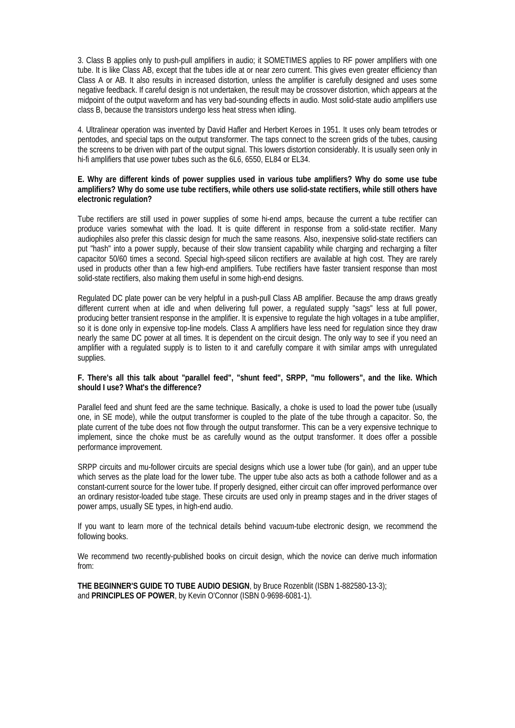3. Class B applies only to push-pull amplifiers in audio; it SOMETIMES applies to RF power amplifiers with one tube. It is like Class AB, except that the tubes idle at or near zero current. This gives even greater efficiency than Class A or AB. It also results in increased distortion, unless the amplifier is carefully designed and uses some negative feedback. If careful design is not undertaken, the result may be crossover distortion, which appears at the midpoint of the output waveform and has very bad-sounding effects in audio. Most solid-state audio amplifiers use class B, because the transistors undergo less heat stress when idling.

4. Ultralinear operation was invented by David Hafler and Herbert Keroes in 1951. It uses only beam tetrodes or pentodes, and special taps on the output transformer. The taps connect to the screen grids of the tubes, causing the screens to be driven with part of the output signal. This lowers distortion considerably. It is usually seen only in hi-fi amplifiers that use power tubes such as the 6L6, 6550, EL84 or EL34.

**E. Why are different kinds of power supplies used in various tube amplifiers? Why do some use tube amplifiers? Why do some use tube rectifiers, while others use solid-state rectifiers, while still others have electronic regulation?**

Tube rectifiers are still used in power supplies of some hi-end amps, because the current a tube rectifier can produce varies somewhat with the load. It is quite different in response from a solid-state rectifier. Many audiophiles also prefer this classic design for much the same reasons. Also, inexpensive solid-state rectifiers can put "hash" into a power supply, because of their slow transient capability while charging and recharging a filter capacitor 50/60 times a second. Special high-speed silicon rectifiers are available at high cost. They are rarely used in products other than a few high-end amplifiers. Tube rectifiers have faster transient response than most solid-state rectifiers, also making them useful in some high-end designs.

Regulated DC plate power can be very helpful in a push-pull Class AB amplifier. Because the amp draws greatly different current when at idle and when delivering full power, a regulated supply "sags" less at full power, producing better transient response in the amplifier. It is expensive to regulate the high voltages in a tube amplifier, so it is done only in expensive top-line models. Class A amplifiers have less need for regulation since they draw nearly the same DC power at all times. It is dependent on the circuit design. The only way to see if you need an amplifier with a regulated supply is to listen to it and carefully compare it with similar amps with unregulated supplies.

**F. There's all this talk about "parallel feed", "shunt feed", SRPP, "mu followers", and the like. Which should I use? What's the difference?**

Parallel feed and shunt feed are the same technique. Basically, a choke is used to load the power tube (usually one, in SE mode), while the output transformer is coupled to the plate of the tube through a capacitor. So, the plate current of the tube does not flow through the output transformer. This can be a very expensive technique to implement, since the choke must be as carefully wound as the output transformer. It does offer a possible performance improvement.

SRPP circuits and mu-follower circuits are special designs which use a lower tube (for gain), and an upper tube which serves as the plate load for the lower tube. The upper tube also acts as both a cathode follower and as a constant-current source for the lower tube. If properly designed, either circuit can offer improved performance over an ordinary resistor-loaded tube stage. These circuits are used only in preamp stages and in the driver stages of power amps, usually SE types, in high-end audio.

If you want to learn more of the technical details behind vacuum-tube electronic design, we recommend the following books.

We recommend two recently-published books on circuit design, which the novice can derive much information from:

**THE BEGINNER'S GUIDE TO TUBE AUDIO DESIGN**, by Bruce Rozenblit (ISBN 1-882580-13-3);
and **PRINCIPLES OF POWER**, by Kevin O'Connor (ISBN 0-9698-6081-1).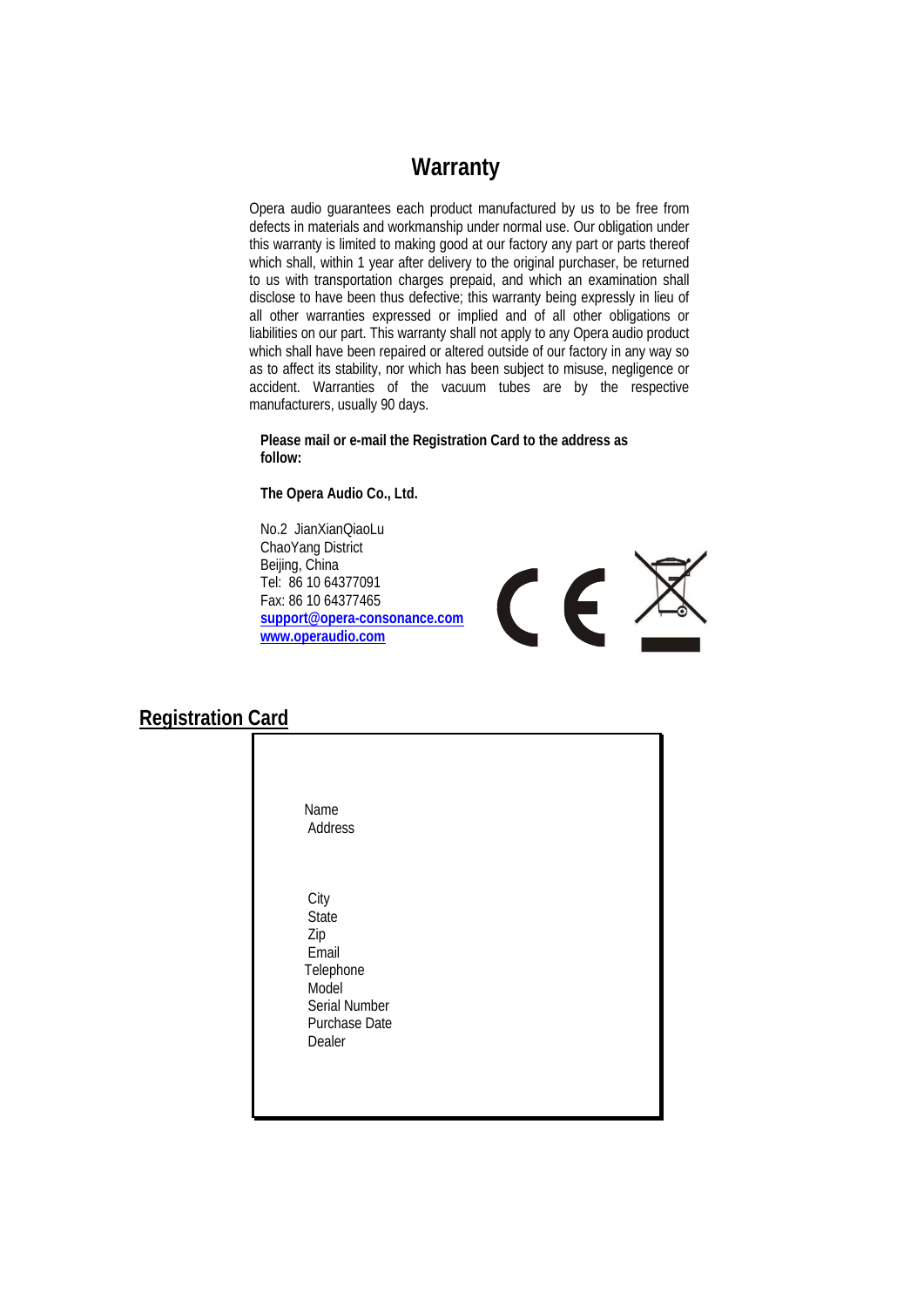# Warranty

Opera audio guarantees each product manufactured by us to be free from defects in materials and workmanship under normal use. Our obligation under this warranty is limited to making good at our factory any part or parts thereof which shall, within 1 year after delivery to the original purchaser, be returned to us with transportation charges prepaid, and which an examination shall disclose to have been thus defective; this warranty being expressly in lieu of all other warranties expressed or implied and of all other obligations or liabilities on our part. This warranty shall not apply to any Opera audio product which shall have been repaired or altered outside of our factory in any way so as to affect its stability, nor which has been subject to misuse, negligence or accident. Warranties of the vacuum tubes are by the respective manufacturers, usually 90 days.

**Please mail or e-mail the Registration Card to the address as follow:**

**The Opera Audio Co., Ltd.**

No.2 JianXianQiaoLu
ChaoYang District
Beijing, China
Tel: 86 10 64377091
Fax: 86 10 64377465
**support@opera-consonance.com**
**www.operaudio.com**

## Registration Card

Name
Address

City
State
Zip
Email
Telephone
Model
Serial Number
Purchase Date
Dealer